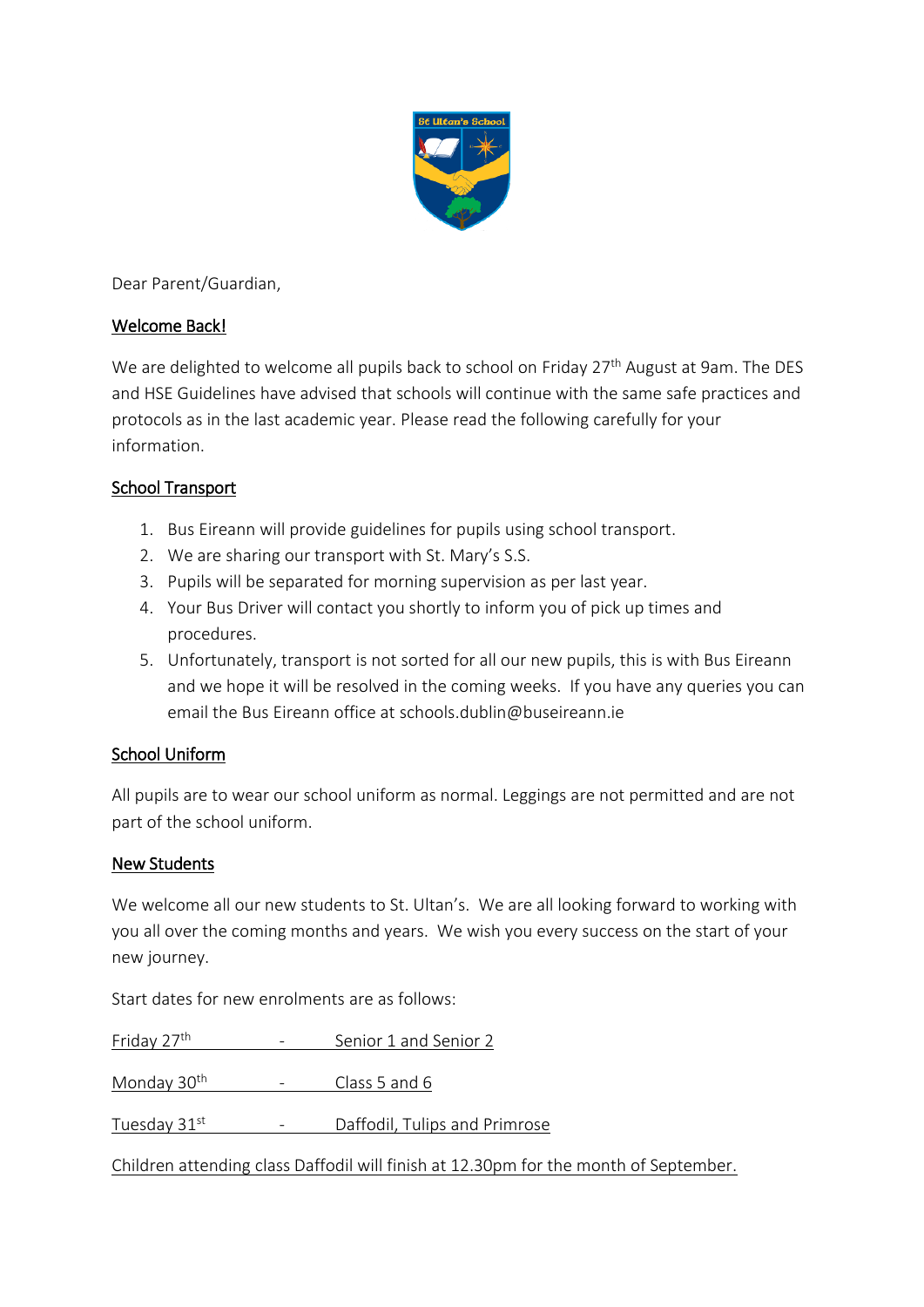Dear Parent/Guardian,

## Welcome Back!

We are delighted to welcome all pupils back to school on Friday 27th August at 9am. The DES and HSE Guidelines have advised that schools will continue with the same safe practices and protocols as in the last academic year. Please read the following carefully for your information.

## School Transport

1. Bus Eireann will provide guidelines for pupils using school transport.
2. We are sharing our transport with St. Mary's S.S.
3. Pupils will be separated for morning supervision as per last year.
4. Your Bus Driver will contact you shortly to inform you of pick up times and procedures.
5. Unfortunately, transport is not sorted for all our new pupils, this is with Bus Eireann and we hope it will be resolved in the coming weeks. If you have any queries you can email the Bus Eireann office at schools.dublin@buseireann.ie

## School Uniform

All pupils are to wear our school uniform as normal. Leggings are not permitted and are not part of the school uniform.

## New Students

We welcome all our new students to St. Ultan's. We are all looking forward to working with you all over the coming months and years. We wish you every success on the start of your new journey.

Start dates for new enrolments are as follows:

Friday 27th - Senior 1 and Senior 2

Monday 30th - Class 5 and 6

Tuesday 31st - Daffodil, Tulips and Primrose

Children attending class Daffodil will finish at 12.30pm for the month of September.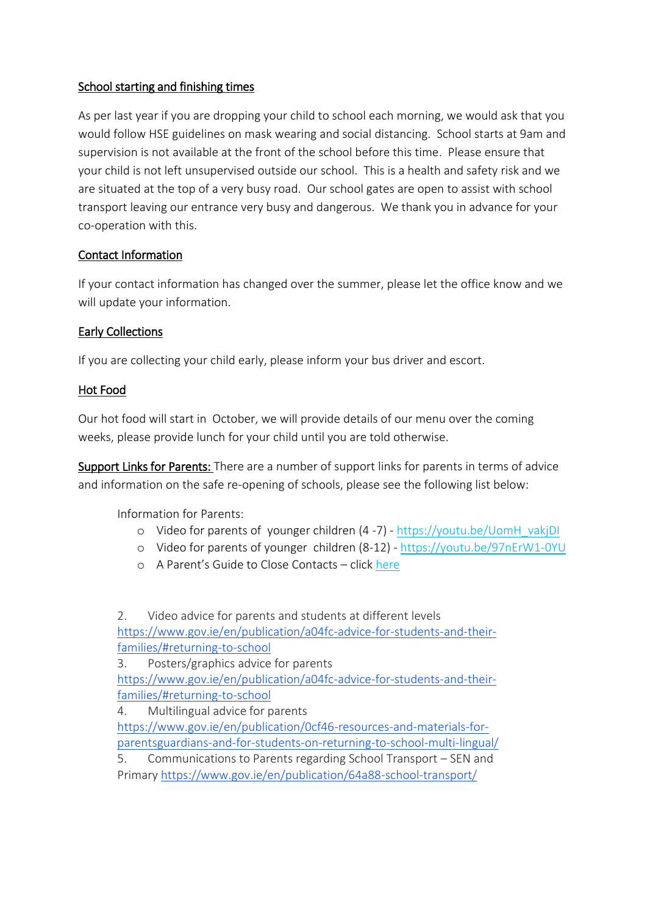## School starting and finishing times

As per last year if you are dropping your child to school each morning, we would ask that you would follow HSE guidelines on mask wearing and social distancing. School starts at 9am and supervision is not available at the front of the school before this time. Please ensure that your child is not left unsupervised outside our school. This is a health and safety risk and we are situated at the top of a very busy road. Our school gates are open to assist with school transport leaving our entrance very busy and dangerous. We thank you in advance for your co-operation with this.

## Contact Information

If your contact information has changed over the summer, please let the office know and we will update your information.

## Early Collections

If you are collecting your child early, please inform your bus driver and escort.

## Hot Food

Our hot food will start in October, we will provide details of our menu over the coming weeks, please provide lunch for your child until you are told otherwise.

**Support Links for Parents:** There are a number of support links for parents in terms of advice and information on the safe re-opening of schools, please see the following list below:

Information for Parents:

- Video for parents of younger children (4 -7) - https://youtu.be/UomH_vakjDI
- Video for parents of younger children (8-12) - https://youtu.be/97nErW1-0YU
- A Parent's Guide to Close Contacts – click here

2. Video advice for parents and students at different levels https://www.gov.ie/en/publication/a04fc-advice-for-students-and-their-families/#returning-to-school
3. Posters/graphics advice for parents https://www.gov.ie/en/publication/a04fc-advice-for-students-and-their-families/#returning-to-school
4. Multilingual advice for parents https://www.gov.ie/en/publication/0cf46-resources-and-materials-for-parentsguardians-and-for-students-on-returning-to-school-multi-lingual/
5. Communications to Parents regarding School Transport – SEN and Primary https://www.gov.ie/en/publication/64a88-school-transport/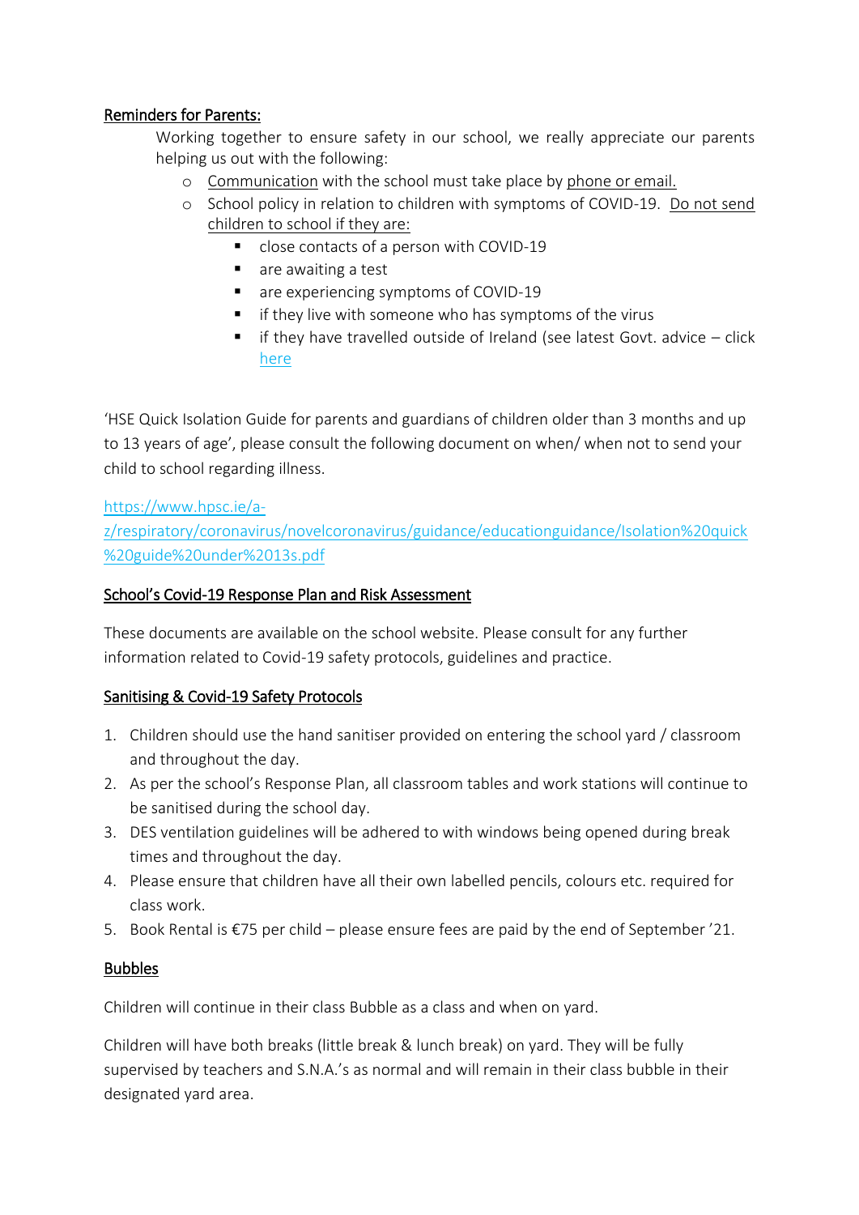## Reminders for Parents:

Working together to ensure safety in our school, we really appreciate our parents helping us out with the following:

- Communication with the school must take place by phone or email.
- School policy in relation to children with symptoms of COVID-19. Do not send children to school if they are:
  - close contacts of a person with COVID-19
  - are awaiting a test
  - are experiencing symptoms of COVID-19
  - if they live with someone who has symptoms of the virus
  - if they have travelled outside of Ireland (see latest Govt. advice – click here

'HSE Quick Isolation Guide for parents and guardians of children older than 3 months and up to 13 years of age', please consult the following document on when/ when not to send your child to school regarding illness.

https://www.hpsc.ie/a-z/respiratory/coronavirus/novelcoronavirus/guidance/educationguidance/Isolation%20quick%20guide%20under%2013s.pdf

## School's Covid-19 Response Plan and Risk Assessment

These documents are available on the school website. Please consult for any further information related to Covid-19 safety protocols, guidelines and practice.

## Sanitising & Covid-19 Safety Protocols

1. Children should use the hand sanitiser provided on entering the school yard / classroom and throughout the day.
2. As per the school's Response Plan, all classroom tables and work stations will continue to be sanitised during the school day.
3. DES ventilation guidelines will be adhered to with windows being opened during break times and throughout the day.
4. Please ensure that children have all their own labelled pencils, colours etc. required for class work.
5. Book Rental is €75 per child – please ensure fees are paid by the end of September '21.

## Bubbles

Children will continue in their class Bubble as a class and when on yard.

Children will have both breaks (little break & lunch break) on yard. They will be fully supervised by teachers and S.N.A.'s as normal and will remain in their class bubble in their designated yard area.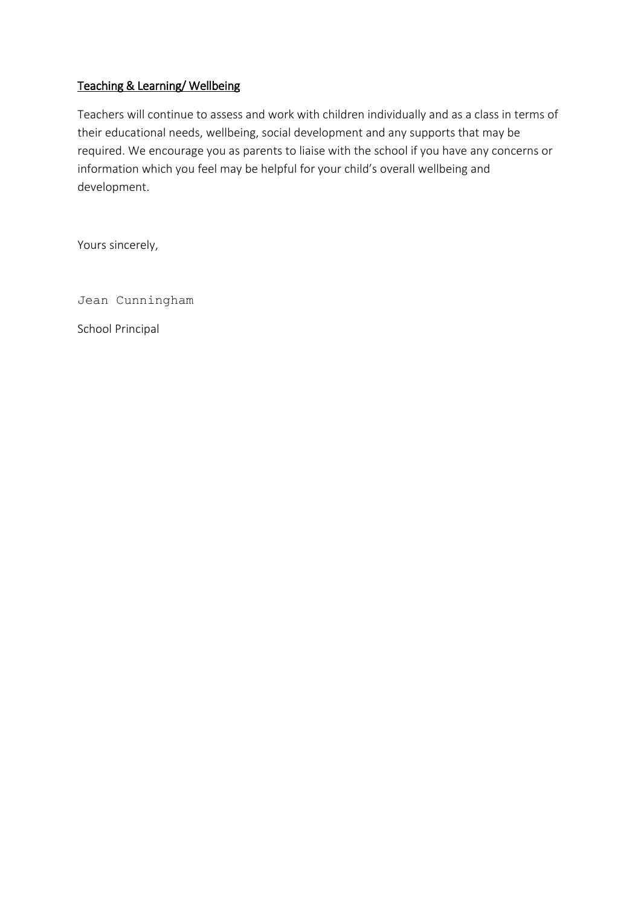<u>Teaching & Learning/ Wellbeing</u>

Teachers will continue to assess and work with children individually and as a class in terms of their educational needs, wellbeing, social development and any supports that may be required. We encourage you as parents to liaise with the school if you have any concerns or information which you feel may be helpful for your child's overall wellbeing and development.

Yours sincerely,

Jean Cunningham

School Principal